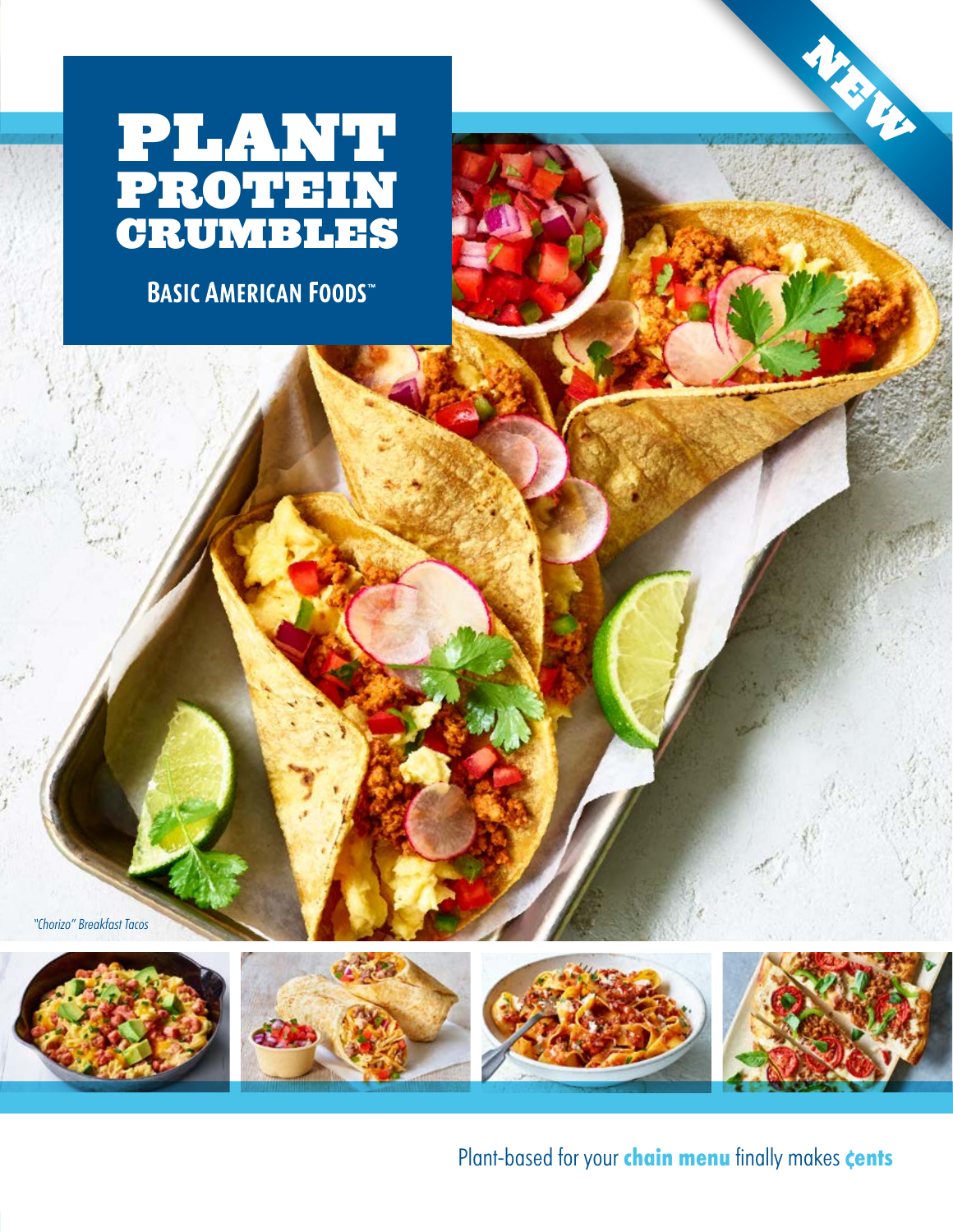NEW

# PLANT PROTEIN CRUMBLES

BASIC AMERICAN FOODS™

*"Chorizo" Breakfast Tacos*

Plant-based for your **chain menu** finally makes **¢ents**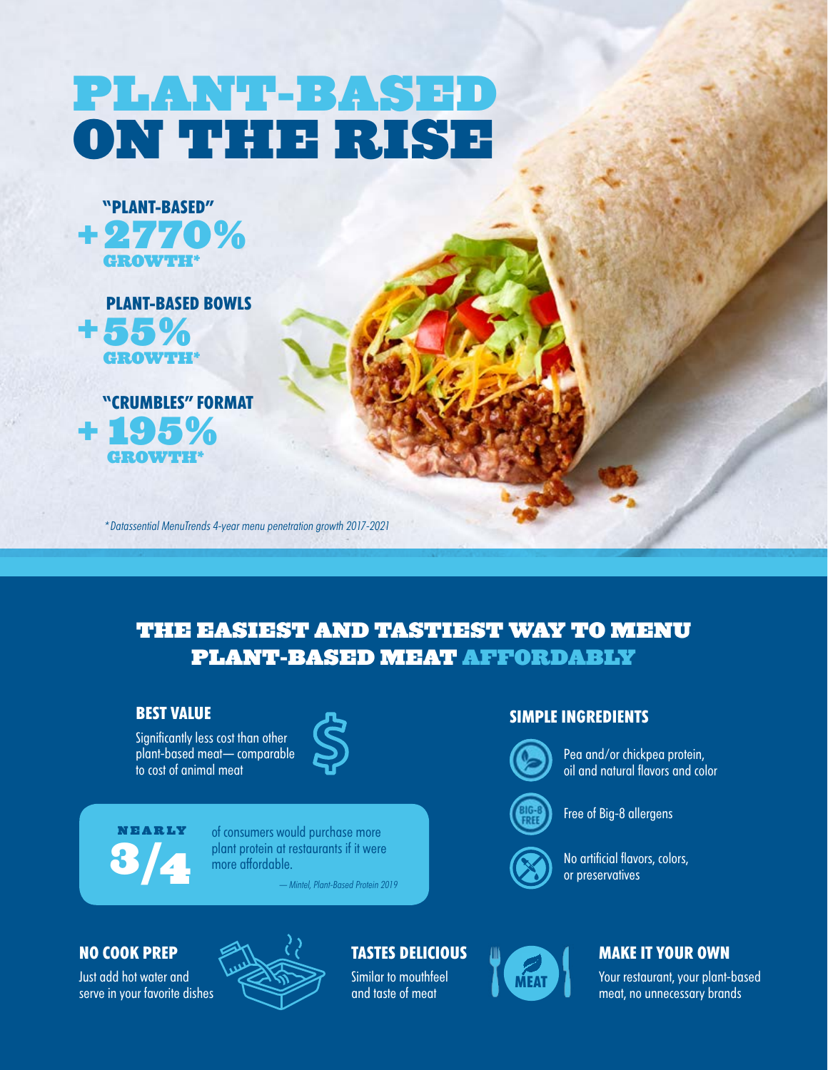# PLANT-BASED ON THE RISE

**"PLANT-BASED"**
**+2770% GROWTH***

**PLANT-BASED BOWLS**
**+55% GROWTH***

**"CRUMBLES" FORMAT**
**+195% GROWTH***

*\*Datassential MenuTrends 4-year menu penetration growth 2017-2021*

## THE EASIEST AND TASTIEST WAY TO MENU PLANT-BASED MEAT AFFORDABLY

### BEST VALUE

Significantly less cost than other plant-based meat— comparable to cost of animal meat

**NEARLY 3/4** of consumers would purchase more plant protein at restaurants if it were more affordable.

*— Mintel, Plant-Based Protein 2019*

### SIMPLE INGREDIENTS

- Pea and/or chickpea protein, oil and natural flavors and color
- Free of Big-8 allergens
- No artificial flavors, colors, or preservatives

### NO COOK PREP

Just add hot water and serve in your favorite dishes

### TASTES DELICIOUS

Similar to mouthfeel and taste of meat

### MAKE IT YOUR OWN

Your restaurant, your plant-based meat, no unnecessary brands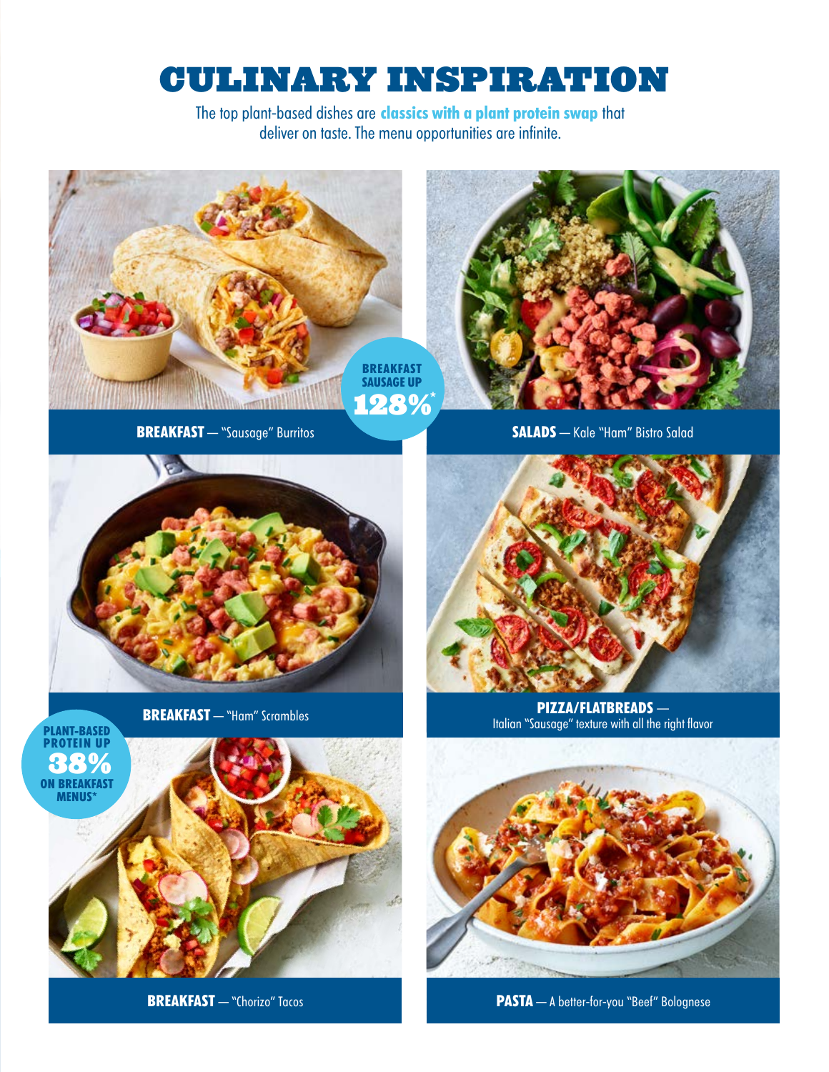# CULINARY INSPIRATION

The top plant-based dishes are **classics with a plant protein swap** that deliver on taste. The menu opportunities are infinite.

**BREAKFAST** — "Sausage" Burritos

BREAKFAST SAUSAGE UP **128%***

**SALADS** — Kale "Ham" Bistro Salad

**BREAKFAST** — "Ham" Scrambles

**PIZZA/FLATBREADS** — Italian "Sausage" texture with all the right flavor

PLANT-BASED PROTEIN UP **38%** ON BREAKFAST MENUS*

**BREAKFAST** — "Chorizo" Tacos

**PASTA** — A better-for-you "Beef" Bolognese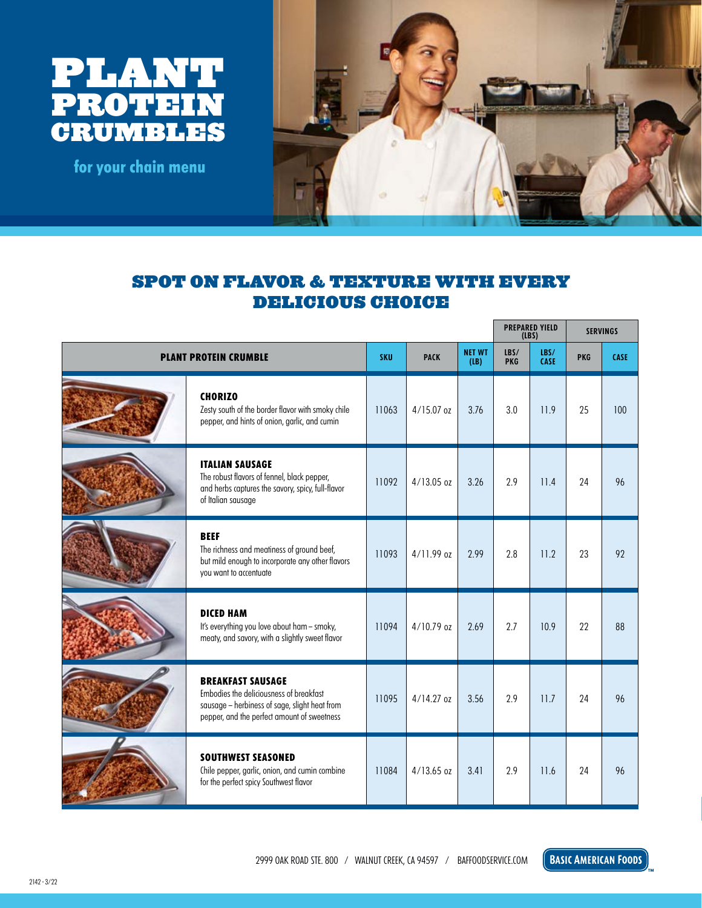# PLANT PROTEIN CRUMBLES

**for your chain menu**

## SPOT ON FLAVOR & TEXTURE WITH EVERY DELICIOUS CHOICE

| PLANT PROTEIN CRUMBLE | SKU | PACK | NET WT (LB) | PREPARED YIELD (LBS) LBS/PKG | PREPARED YIELD (LBS) LBS/CASE | SERVINGS PKG | SERVINGS CASE |
|---|---|---|---|---|---|---|---|
| **CHORIZO** Zesty south of the border flavor with smoky chile pepper, and hints of onion, garlic, and cumin | 11063 | 4/15.07 oz | 3.76 | 3.0 | 11.9 | 25 | 100 |
| **ITALIAN SAUSAGE** The robust flavors of fennel, black pepper, and herbs captures the savory, spicy, full-flavor of Italian sausage | 11092 | 4/13.05 oz | 3.26 | 2.9 | 11.4 | 24 | 96 |
| **BEEF** The richness and meatiness of ground beef, but mild enough to incorporate any other flavors you want to accentuate | 11093 | 4/11.99 oz | 2.99 | 2.8 | 11.2 | 23 | 92 |
| **DICED HAM** It's everything you love about ham – smoky, meaty, and savory, with a slightly sweet flavor | 11094 | 4/10.79 oz | 2.69 | 2.7 | 10.9 | 22 | 88 |
| **BREAKFAST SAUSAGE** Embodies the deliciousness of breakfast sausage – herbiness of sage, slight heat from pepper, and the perfect amount of sweetness | 11095 | 4/14.27 oz | 3.56 | 2.9 | 11.7 | 24 | 96 |
| **SOUTHWEST SEASONED** Chile pepper, garlic, onion, and cumin combine for the perfect spicy Southwest flavor | 11084 | 4/13.65 oz | 3.41 | 2.9 | 11.6 | 24 | 96 |

2999 OAK ROAD STE. 800 / WALNUT CREEK, CA 94597 / BAFFOODSERVICE.COM

BASIC AMERICAN FOODS

2142 · 3/22